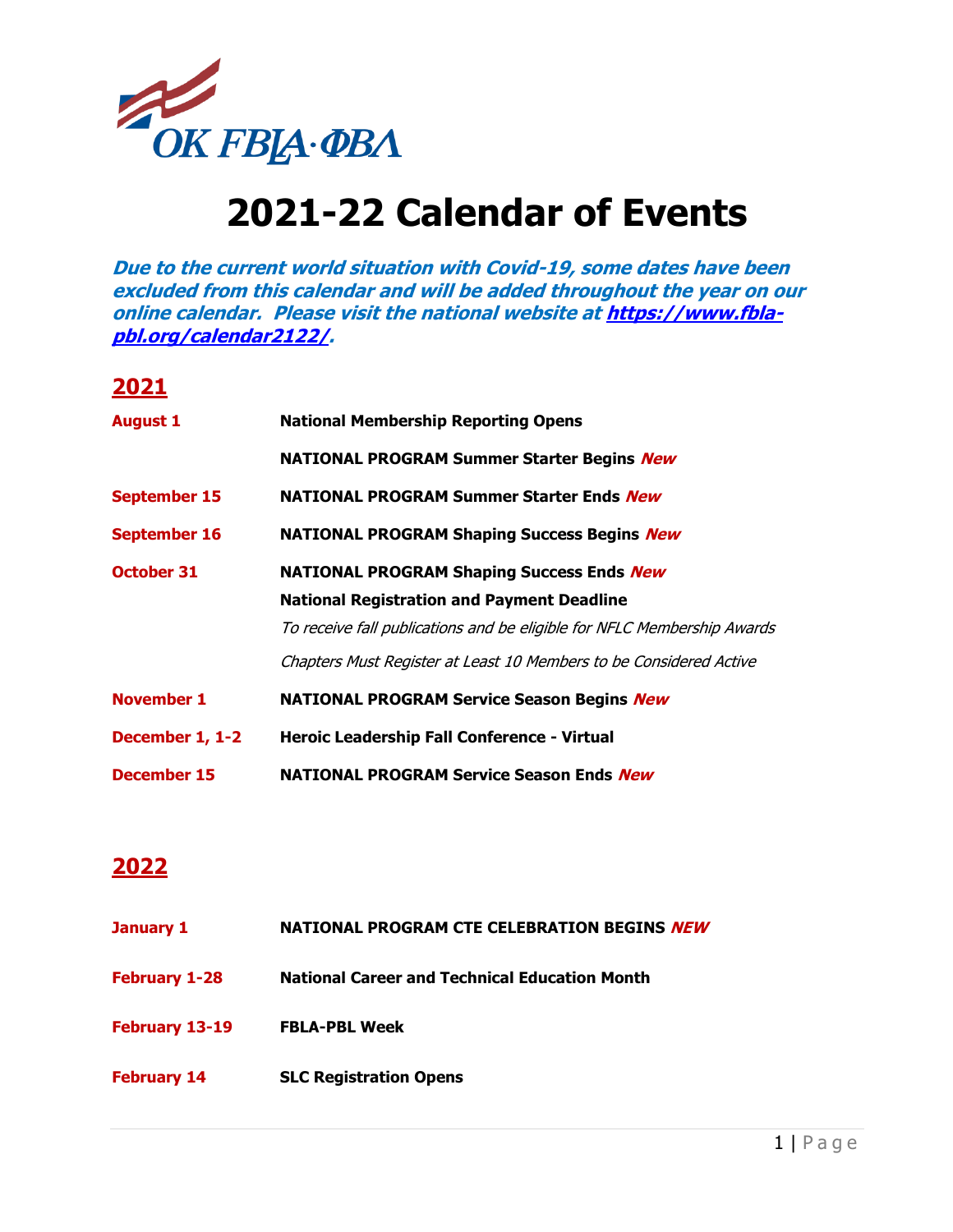OK FBLA·ΦΒΛ

# 2021-22 Calendar of Events

***Due to the current world situation with Covid-19, some dates have been excluded from this calendar and will be added throughout the year on our online calendar. Please visit the national website at [https://www.fbla-pbl.org/calendar2122/](https://www.fbla-pbl.org/calendar2122/).***

## 2021

| | |
|---|---|
| **August 1** | **National Membership Reporting Opens** |
| | **NATIONAL PROGRAM Summer Starter Begins** ***New*** |
| **September 15** | **NATIONAL PROGRAM Summer Starter Ends** ***New*** |
| **September 16** | **NATIONAL PROGRAM Shaping Success Begins** ***New*** |
| **October 31** | **NATIONAL PROGRAM Shaping Success Ends** ***New*** |
| | **National Registration and Payment Deadline** |
| | *To receive fall publications and be eligible for NFLC Membership Awards* |
| | *Chapters Must Register at Least 10 Members to be Considered Active* |
| **November 1** | **NATIONAL PROGRAM Service Season Begins** ***New*** |
| **December 1, 1-2** | **Heroic Leadership Fall Conference - Virtual** |
| **December 15** | **NATIONAL PROGRAM Service Season Ends** ***New*** |

## 2022

| | |
|---|---|
| **January 1** | **NATIONAL PROGRAM CTE CELEBRATION BEGINS** ***NEW*** |
| **February 1-28** | **National Career and Technical Education Month** |
| **February 13-19** | **FBLA-PBL Week** |
| **February 14** | **SLC Registration Opens** |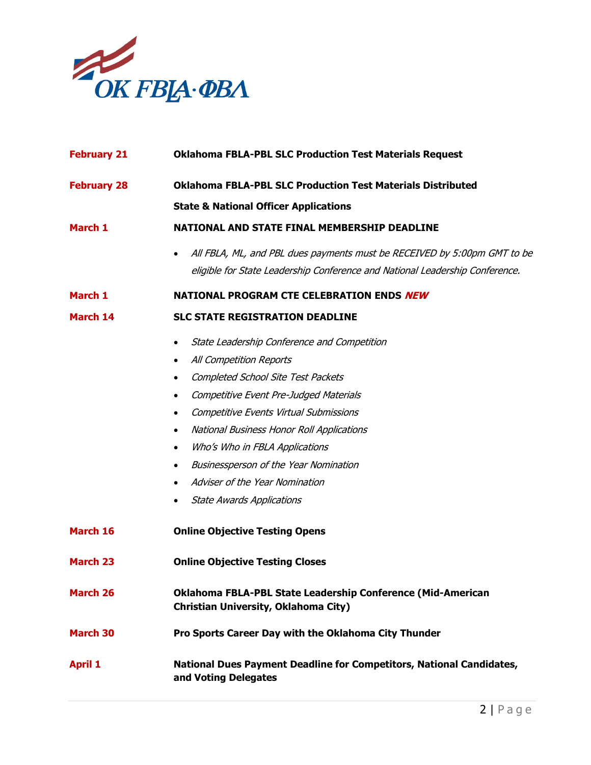**February 21** **Oklahoma FBLA-PBL SLC Production Test Materials Request**

**February 28** **Oklahoma FBLA-PBL SLC Production Test Materials Distributed**

**State & National Officer Applications**

**March 1** **NATIONAL AND STATE FINAL MEMBERSHIP DEADLINE**

- *All FBLA, ML, and PBL dues payments must be RECEIVED by 5:00pm GMT to be eligible for State Leadership Conference and National Leadership Conference.*

**March 1** **NATIONAL PROGRAM CTE CELEBRATION ENDS** ***NEW***

**March 14** **SLC STATE REGISTRATION DEADLINE**

- *State Leadership Conference and Competition*
- *All Competition Reports*
- *Completed School Site Test Packets*
- *Competitive Event Pre-Judged Materials*
- *Competitive Events Virtual Submissions*
- *National Business Honor Roll Applications*
- *Who's Who in FBLA Applications*
- *Businessperson of the Year Nomination*
- *Adviser of the Year Nomination*
- *State Awards Applications*

**March 16** **Online Objective Testing Opens**

**March 23** **Online Objective Testing Closes**

**March 26** **Oklahoma FBLA-PBL State Leadership Conference (Mid-American Christian University, Oklahoma City)**

**March 30** **Pro Sports Career Day with the Oklahoma City Thunder**

**April 1** **National Dues Payment Deadline for Competitors, National Candidates, and Voting Delegates**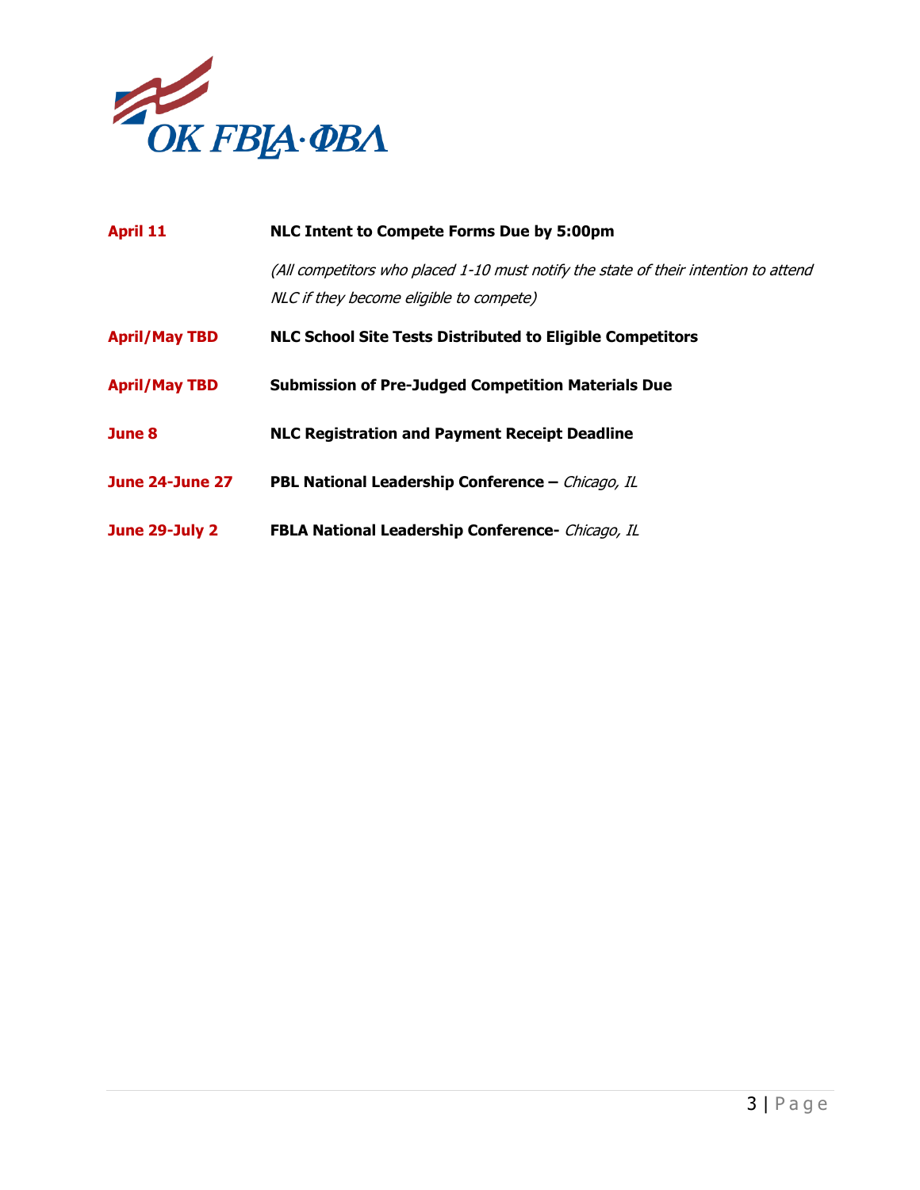| | |
|---|---|
| **April 11** | **NLC Intent to Compete Forms Due by 5:00pm**<br>*(All competitors who placed 1-10 must notify the state of their intention to attend NLC if they become eligible to compete)* |
| **April/May TBD** | **NLC School Site Tests Distributed to Eligible Competitors** |
| **April/May TBD** | **Submission of Pre-Judged Competition Materials Due** |
| **June 8** | **NLC Registration and Payment Receipt Deadline** |
| **June 24-June 27** | **PBL National Leadership Conference –** *Chicago, IL* |
| **June 29-July 2** | **FBLA National Leadership Conference-** *Chicago, IL* |